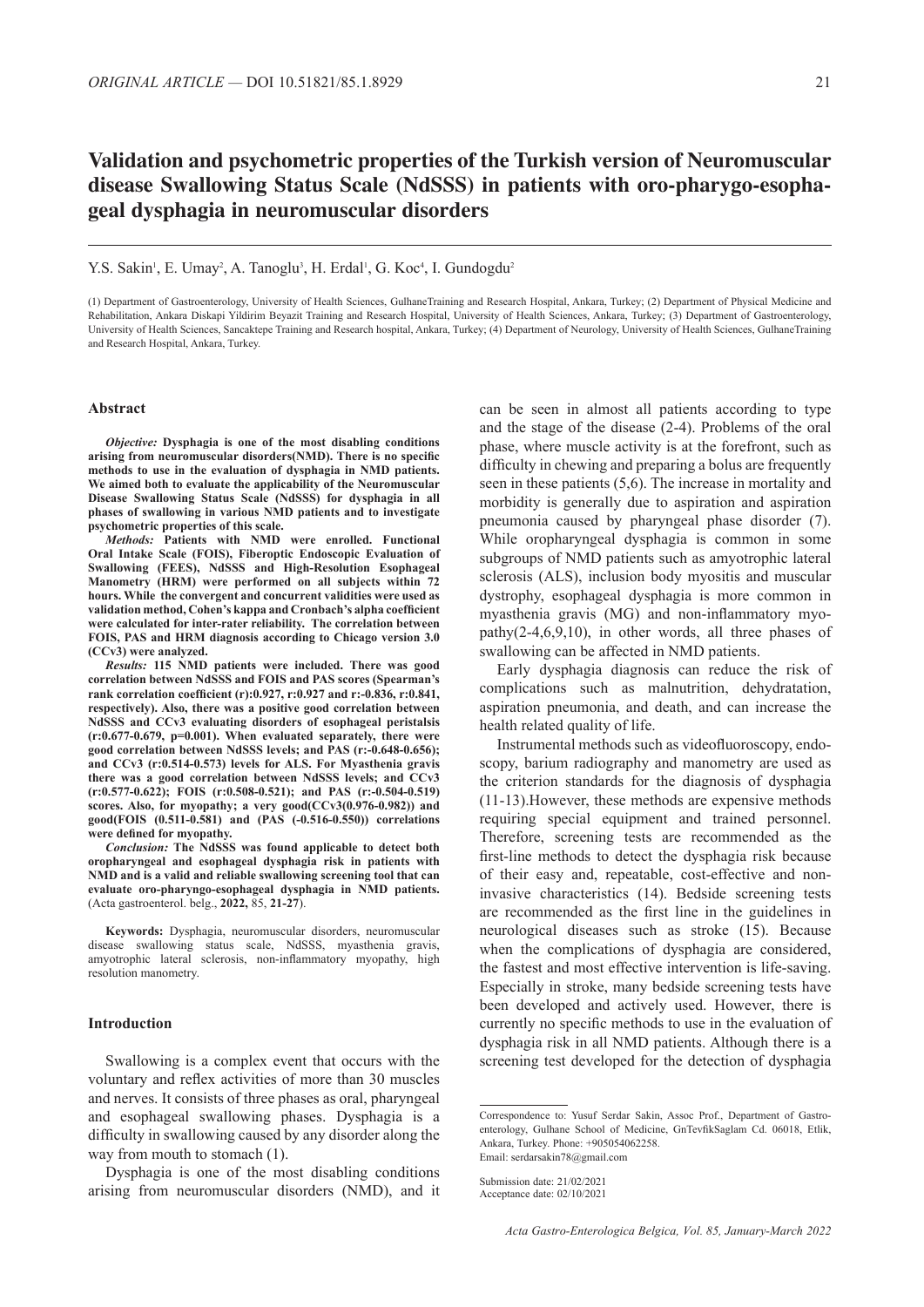# Validation and psychometric properties of the Turkish version of Neuromuscular disease Swallowing Status Scale (NdSSS) in patients with oro-pharygo-esophageal dysphagia in neuromuscular disorders

Y.S. Sakin[1], E. Umay[2], A. Tanoglu[3], H. Erdal[1], G. Koc[4], I. Gundogdu[2]

(1) Department of Gastroenterology, University of Health Sciences, GulhaneTraining and Research Hospital, Ankara, Turkey; (2) Department of Physical Medicine and Rehabilitation, Ankara Diskapi Yildirim Beyazit Training and Research Hospital, University of Health Sciences, Ankara, Turkey; (3) Department of Gastroenterology, University of Health Sciences, Sancaktepe Training and Research hospital, Ankara, Turkey; (4) Department of Neurology, University of Health Sciences, GulhaneTraining and Research Hospital, Ankara, Turkey.

## Abstract

***Objective:*** **Dysphagia is one of the most disabling conditions arising from neuromuscular disorders(NMD). There is no specific methods to use in the evaluation of dysphagia in NMD patients. We aimed both to evaluate the applicability of the Neuromuscular Disease Swallowing Status Scale (NdSSS) for dysphagia in all phases of swallowing in various NMD patients and to investigate psychometric properties of this scale.**

***Methods:*** **Patients with NMD were enrolled. Functional Oral Intake Scale (FOIS), Fiberoptic Endoscopic Evaluation of Swallowing (FEES), NdSSS and High-Resolution Esophageal Manometry (HRM) were performed on all subjects within 72 hours. While the convergent and concurrent validities were used as validation method, Cohen's kappa and Cronbach's alpha coefficient were calculated for inter-rater reliability. The correlation between FOIS, PAS and HRM diagnosis according to Chicago version 3.0 (CCv3) were analyzed.**

***Results:*** **115 NMD patients were included. There was good correlation between NdSSS and FOIS and PAS scores (Spearman's rank correlation coefficient (r):0.927, r:0.927 and r:-0.836, r:0.841, respectively). Also, there was a positive good correlation between NdSSS and CCv3 evaluating disorders of esophageal peristalsis (r:0.677-0.679, p=0.001). When evaluated separately, there were good correlation between NdSSS levels; and PAS (r:-0.648-0.656); and CCv3 (r:0.514-0.573) levels for ALS. For Myasthenia gravis there was a good correlation between NdSSS levels; and CCv3 (r:0.577-0.622); FOIS (r:0.508-0.521); and PAS (r:-0.504-0.519) scores. Also, for myopathy; a very good(CCv3(0.976-0.982)) and good(FOIS (0.511-0.581) and (PAS (-0.516-0.550)) correlations were defined for myopathy.**

***Conclusion:*** **The NdSSS was found applicable to detect both oropharyngeal and esophageal dysphagia risk in patients with NMD and is a valid and reliable swallowing screening tool that can evaluate oro-pharyngo-esophageal dysphagia in NMD patients.** (Acta gastroenterol. belg., **2022,** 85, **21-27**).

**Keywords:** Dysphagia, neuromuscular disorders, neuromuscular disease swallowing status scale, NdSSS, myasthenia gravis, amyotrophic lateral sclerosis, non-inflammatory myopathy, high resolution manometry.

## Introduction

Swallowing is a complex event that occurs with the voluntary and reflex activities of more than 30 muscles and nerves. It consists of three phases as oral, pharyngeal and esophageal swallowing phases. Dysphagia is a difficulty in swallowing caused by any disorder along the way from mouth to stomach (1).

Dysphagia is one of the most disabling conditions arising from neuromuscular disorders (NMD), and it can be seen in almost all patients according to type and the stage of the disease (2-4). Problems of the oral phase, where muscle activity is at the forefront, such as difficulty in chewing and preparing a bolus are frequently seen in these patients (5,6). The increase in mortality and morbidity is generally due to aspiration and aspiration pneumonia caused by pharyngeal phase disorder (7). While oropharyngeal dysphagia is common in some subgroups of NMD patients such as amyotrophic lateral sclerosis (ALS), inclusion body myositis and muscular dystrophy, esophageal dysphagia is more common in myasthenia gravis (MG) and non-inflammatory myopathy(2-4,6,9,10), in other words, all three phases of swallowing can be affected in NMD patients.

Early dysphagia diagnosis can reduce the risk of complications such as malnutrition, dehydratation, aspiration pneumonia, and death, and can increase the health related quality of life.

Instrumental methods such as videofluoroscopy, endoscopy, barium radiography and manometry are used as the criterion standards for the diagnosis of dysphagia (11-13).However, these methods are expensive methods requiring special equipment and trained personnel. Therefore, screening tests are recommended as the first-line methods to detect the dysphagia risk because of their easy and, repeatable, cost-effective and non-invasive characteristics (14). Bedside screening tests are recommended as the first line in the guidelines in neurological diseases such as stroke (15). Because when the complications of dysphagia are considered, the fastest and most effective intervention is life-saving. Especially in stroke, many bedside screening tests have been developed and actively used. However, there is currently no specific methods to use in the evaluation of dysphagia risk in all NMD patients. Although there is a screening test developed for the detection of dysphagia

Correspondence to: Yusuf Serdar Sakin, Assoc Prof., Department of Gastroenterology, Gulhane School of Medicine, GnTevfikSaglam Cd. 06018, Etlik, Ankara, Turkey. Phone: +905054062258.
Email: serdarsakin78@gmail.com

Submission date: 21/02/2021
Acceptance date: 02/10/2021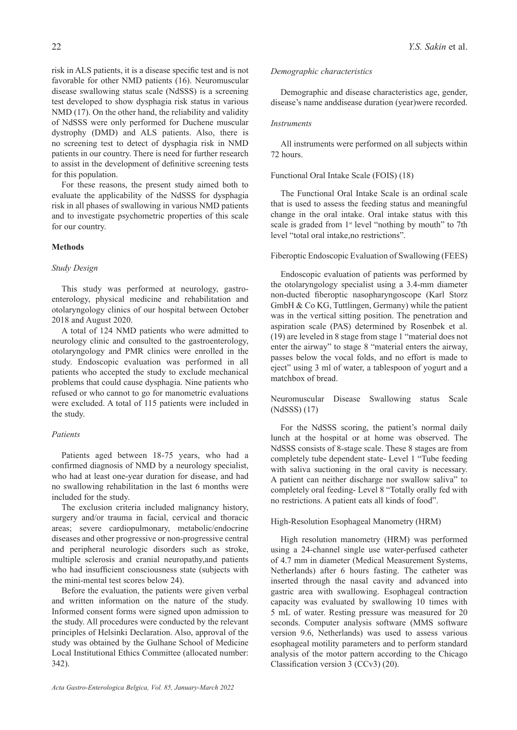risk in ALS patients, it is a disease specific test and is not favorable for other NMD patients (16). Neuromuscular disease swallowing status scale (NdSSS) is a screening test developed to show dysphagia risk status in various NMD (17). On the other hand, the reliability and validity of NdSSS were only performed for Duchene muscular dystrophy (DMD) and ALS patients. Also, there is no screening test to detect of dysphagia risk in NMD patients in our country. There is need for further research to assist in the development of definitive screening tests for this population.

For these reasons, the present study aimed both to evaluate the applicability of the NdSSS for dysphagia risk in all phases of swallowing in various NMD patients and to investigate psychometric properties of this scale for our country.

## Methods

### *Study Design*

This study was performed at neurology, gastroenterology, physical medicine and rehabilitation and otolaryngology clinics of our hospital between October 2018 and August 2020.

A total of 124 NMD patients who were admitted to neurology clinic and consulted to the gastroenterology, otolaryngology and PMR clinics were enrolled in the study. Endoscopic evaluation was performed in all patients who accepted the study to exclude mechanical problems that could cause dysphagia. Nine patients who refused or who cannot to go for manometric evaluations were excluded. A total of 115 patients were included in the study.

### *Patients*

Patients aged between 18-75 years, who had a confirmed diagnosis of NMD by a neurology specialist, who had at least one-year duration for disease, and had no swallowing rehabilitation in the last 6 months were included for the study.

The exclusion criteria included malignancy history, surgery and/or trauma in facial, cervical and thoracic areas; severe cardiopulmonary, metabolic/endocrine diseases and other progressive or non-progressive central and peripheral neurologic disorders such as stroke, multiple sclerosis and cranial neuropathy,and patients who had insufficient consciousness state (subjects with the mini-mental test scores below 24).

Before the evaluation, the patients were given verbal and written information on the nature of the study. Informed consent forms were signed upon admission to the study. All procedures were conducted by the relevant principles of Helsinki Declaration. Also, approval of the study was obtained by the Gulhane School of Medicine Local Institutional Ethics Committee (allocated number: 342).

### *Demographic characteristics*

Demographic and disease characteristics age, gender, disease's name anddisease duration (year)were recorded.

### *Instruments*

All instruments were performed on all subjects within 72 hours.

#### Functional Oral Intake Scale (FOIS) (18)

The Functional Oral Intake Scale is an ordinal scale that is used to assess the feeding status and meaningful change in the oral intake. Oral intake status with this scale is graded from 1st level "nothing by mouth" to 7th level "total oral intake,no restrictions".

#### Fiberoptic Endoscopic Evaluation of Swallowing (FEES)

Endoscopic evaluation of patients was performed by the otolaryngology specialist using a 3.4-mm diameter non-ducted fiberoptic nasopharyngoscope (Karl Storz GmbH & Co KG, Tuttlingen, Germany) while the patient was in the vertical sitting position. The penetration and aspiration scale (PAS) determined by Rosenbek et al. (19) are leveled in 8 stage from stage 1 "material does not enter the airway" to stage 8 "material enters the airway, passes below the vocal folds, and no effort is made to eject" using 3 ml of water, a tablespoon of yogurt and a matchbox of bread.

#### Neuromuscular Disease Swallowing status Scale (NdSSS) (17)

For the NdSSS scoring, the patient's normal daily lunch at the hospital or at home was observed. The NdSSS consists of 8-stage scale. These 8 stages are from completely tube dependent state- Level 1 "Tube feeding with saliva suctioning in the oral cavity is necessary. A patient can neither discharge nor swallow saliva" to completely oral feeding- Level 8 "Totally orally fed with no restrictions. A patient eats all kinds of food".

#### High-Resolution Esophageal Manometry (HRM)

High resolution manometry (HRM) was performed using a 24-channel single use water-perfused catheter of 4.7 mm in diameter (Medical Measurement Systems, Netherlands) after 6 hours fasting. The catheter was inserted through the nasal cavity and advanced into gastric area with swallowing. Esophageal contraction capacity was evaluated by swallowing 10 times with 5 mL of water. Resting pressure was measured for 20 seconds. Computer analysis software (MMS software version 9.6, Netherlands) was used to assess various esophageal motility parameters and to perform standard analysis of the motor pattern according to the Chicago Classification version 3 (CCv3) (20).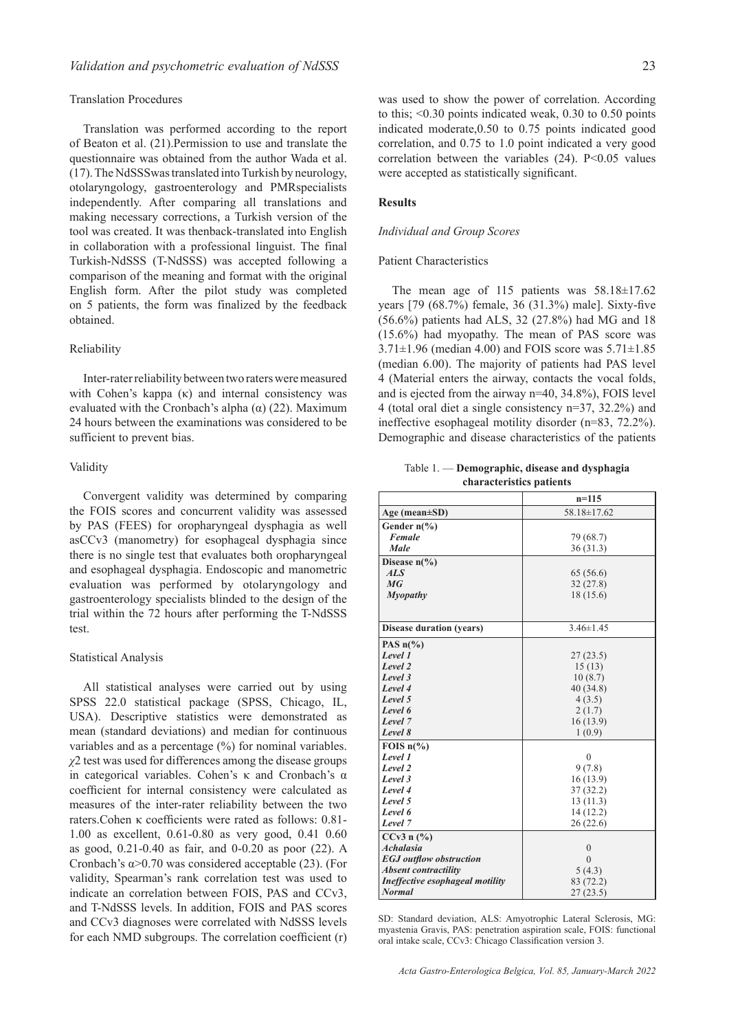### Translation Procedures

Translation was performed according to the report of Beaton et al. (21).Permission to use and translate the questionnaire was obtained from the author Wada et al. (17). The NdSSSwas translated into Turkish by neurology, otolaryngology, gastroenterology and PMRspecialists independently. After comparing all translations and making necessary corrections, a Turkish version of the tool was created. It was thenback-translated into English in collaboration with a professional linguist. The final Turkish-NdSSS (T-NdSSS) was accepted following a comparison of the meaning and format with the original English form. After the pilot study was completed on 5 patients, the form was finalized by the feedback obtained.

### Reliability

Inter-rater reliability between two raters were measured with Cohen's kappa (κ) and internal consistency was evaluated with the Cronbach's alpha (α) (22). Maximum 24 hours between the examinations was considered to be sufficient to prevent bias.

### Validity

Convergent validity was determined by comparing the FOIS scores and concurrent validity was assessed by PAS (FEES) for oropharyngeal dysphagia as well asCCv3 (manometry) for esophageal dysphagia since there is no single test that evaluates both oropharyngeal and esophageal dysphagia. Endoscopic and manometric evaluation was performed by otolaryngology and gastroenterology specialists blinded to the design of the trial within the 72 hours after performing the T-NdSSS test.

### Statistical Analysis

All statistical analyses were carried out by using SPSS 22.0 statistical package (SPSS, Chicago, IL, USA). Descriptive statistics were demonstrated as mean (standard deviations) and median for continuous variables and as a percentage (%) for nominal variables. $\chi 2$ test was used for differences among the disease groups in categorical variables. Cohen's κ and Cronbach's α coefficient for internal consistency were calculated as measures of the inter-rater reliability between the two raters.Cohen κ coefficients were rated as follows: 0.81-1.00 as excellent, 0.61-0.80 as very good, 0.41 0.60 as good, 0.21-0.40 as fair, and 0-0.20 as poor (22). A Cronbach's $\alpha>0.70$ was considered acceptable (23). (For validity, Spearman's rank correlation test was used to indicate an correlation between FOIS, PAS and CCv3, and T-NdSSS levels. In addition, FOIS and PAS scores and CCv3 diagnoses were correlated with NdSSS levels for each NMD subgroups. The correlation coefficient (r) was used to show the power of correlation. According to this; <0.30 points indicated weak, 0.30 to 0.50 points indicated moderate,0.50 to 0.75 points indicated good correlation, and 0.75 to 1.0 point indicated a very good correlation between the variables (24). P<0.05 values were accepted as statistically significant.

## Results

### *Individual and Group Scores*

### Patient Characteristics

The mean age of 115 patients was 58.18±17.62 years [79 (68.7%) female, 36 (31.3%) male]. Sixty-five (56.6%) patients had ALS, 32 (27.8%) had MG and 18 (15.6%) had myopathy. The mean of PAS score was 3.71±1.96 (median 4.00) and FOIS score was 5.71±1.85 (median 6.00). The majority of patients had PAS level 4 (Material enters the airway, contacts the vocal folds, and is ejected from the airway n=40, 34.8%), FOIS level 4 (total oral diet a single consistency n=37, 32.2%) and ineffective esophageal motility disorder (n=83, 72.2%). Demographic and disease characteristics of the patients

Table 1. — **Demographic, disease and dysphagia characteristics patients**

| | n=115 |
|---|---|
| **Age (mean±SD)** | 58.18±17.62 |
| **Gender n(%)** | |
| ***Female*** | 79 (68.7) |
| ***Male*** | 36 (31.3) |
| **Disease n(%)** | |
| ***ALS*** | 65 (56.6) |
| ***MG*** | 32 (27.8) |
| ***Myopathy*** | 18 (15.6) |
| **Disease duration (years)** | 3.46±1.45 |
| **PAS n(%)** | |
| ***Level 1*** | 27 (23.5) |
| ***Level 2*** | 15 (13) |
| ***Level 3*** | 10 (8.7) |
| ***Level 4*** | 40 (34.8) |
| ***Level 5*** | 4 (3.5) |
| ***Level 6*** | 2 (1.7) |
| ***Level 7*** | 16 (13.9) |
| ***Level 8*** | 1 (0.9) |
| **FOIS n(%)** | |
| ***Level 1*** | 0 |
| ***Level 2*** | 9 (7.8) |
| ***Level 3*** | 16 (13.9) |
| ***Level 4*** | 37 (32.2) |
| ***Level 5*** | 13 (11.3) |
| ***Level 6*** | 14 (12.2) |
| ***Level 7*** | 26 (22.6) |
| **CCv3 n (%)** | |
| ***Achalasia*** | 0 |
| ***EGJ outflow obstruction*** | 0 |
| ***Absent contractility*** | 5 (4.3) |
| ***Ineffective esophageal motility*** | 83 (72.2) |
| ***Normal*** | 27 (23.5) |

SD: Standard deviation, ALS: Amyotrophic Lateral Sclerosis, MG: myastenia Gravis, PAS: penetration aspiration scale, FOIS: functional oral intake scale, CCv3: Chicago Classification version 3.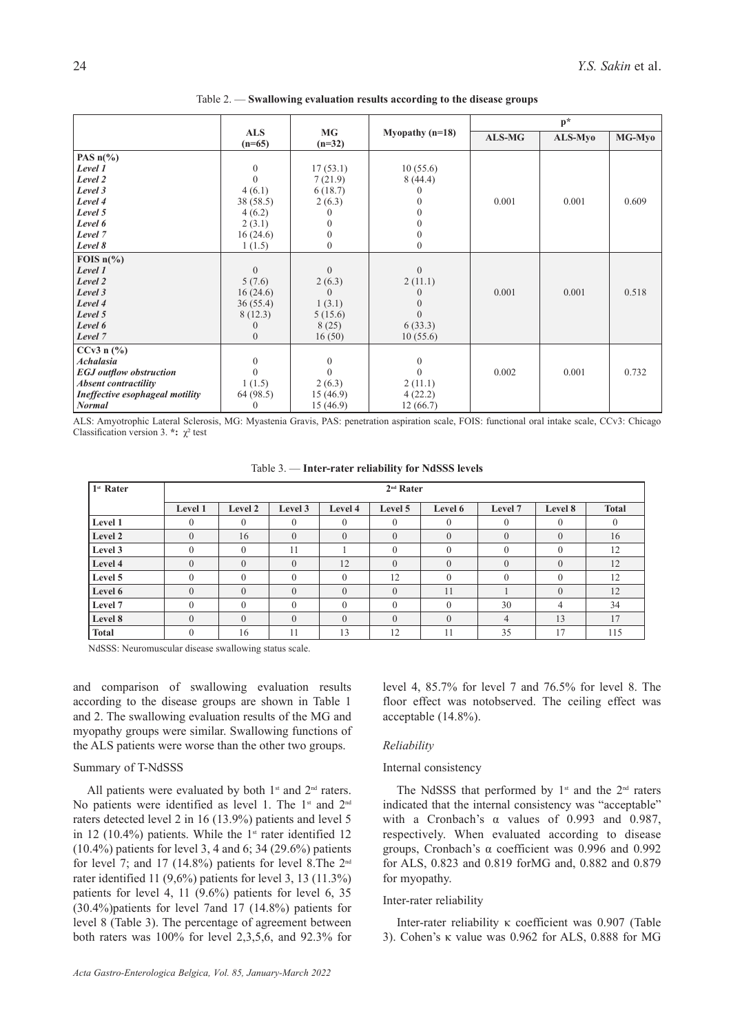Table 2. — **Swallowing evaluation results according to the disease groups**

| | ALS (n=65) | MG (n=32) | Myopathy (n=18) | p* | | |
|---|---|---|---|---|---|---|
| | | | | ALS-MG | ALS-Myo | MG-Myo |
| **PAS n(%)** | | | | | | |
| *Level 1* | 0 | 17 (53.1) | 10 (55.6) | | | |
| *Level 2* | 0 | 7 (21.9) | 8 (44.4) | | | |
| *Level 3* | 4 (6.1) | 6 (18.7) | 0 | | | |
| *Level 4* | 38 (58.5) | 2 (6.3) | 0 | 0.001 | 0.001 | 0.609 |
| *Level 5* | 4 (6.2) | 0 | 0 | | | |
| *Level 6* | 2 (3.1) | 0 | 0 | | | |
| *Level 7* | 16 (24.6) | 0 | 0 | | | |
| *Level 8* | 1 (1.5) | 0 | 0 | | | |
| **FOIS n(%)** | | | | | | |
| *Level 1* | 0 | 0 | 0 | | | |
| *Level 2* | 5 (7.6) | 2 (6.3) | 2 (11.1) | | | |
| *Level 3* | 16 (24.6) | 0 | 0 | 0.001 | 0.001 | 0.518 |
| *Level 4* | 36 (55.4) | 1 (3.1) | 0 | | | |
| *Level 5* | 8 (12.3) | 5 (15.6) | 0 | | | |
| *Level 6* | 0 | 8 (25) | 6 (33.3) | | | |
| *Level 7* | 0 | 16 (50) | 10 (55.6) | | | |
| **CCv3 n (%)** | | | | | | |
| *Achalasia* | 0 | 0 | 0 | | | |
| *EGJ outflow obstruction* | 0 | 0 | 0 | 0.002 | 0.001 | 0.732 |
| *Absent contractility* | 1 (1.5) | 2 (6.3) | 2 (11.1) | | | |
| *Ineffective esophageal motility* | 64 (98.5) | 15 (46.9) | 4 (22.2) | | | |
| *Normal* | 0 | 15 (46.9) | 12 (66.7) | | | |

ALS: Amyotrophic Lateral Sclerosis, MG: Myastenia Gravis, PAS: penetration aspiration scale, FOIS: functional oral intake scale, CCv3: Chicago Classification version 3. **\*:** $\chi^2$ test

Table 3. — **Inter-rater reliability for NdSSS levels**

| 1st Rater | 2nd Rater | | | | | | | | |
|---|---|---|---|---|---|---|---|---|---|
| | Level 1 | Level 2 | Level 3 | Level 4 | Level 5 | Level 6 | Level 7 | Level 8 | Total |
| **Level 1** | 0 | 0 | 0 | 0 | 0 | 0 | 0 | 0 | 0 |
| **Level 2** | 0 | 16 | 0 | 0 | 0 | 0 | 0 | 0 | 16 |
| **Level 3** | 0 | 0 | 11 | 1 | 0 | 0 | 0 | 0 | 12 |
| **Level 4** | 0 | 0 | 0 | 12 | 0 | 0 | 0 | 0 | 12 |
| **Level 5** | 0 | 0 | 0 | 0 | 12 | 0 | 0 | 0 | 12 |
| **Level 6** | 0 | 0 | 0 | 0 | 0 | 11 | 1 | 0 | 12 |
| **Level 7** | 0 | 0 | 0 | 0 | 0 | 0 | 30 | 4 | 34 |
| **Level 8** | 0 | 0 | 0 | 0 | 0 | 0 | 4 | 13 | 17 |
| **Total** | 0 | 16 | 11 | 13 | 12 | 11 | 35 | 17 | 115 |

NdSSS: Neuromuscular disease swallowing status scale.

and comparison of swallowing evaluation results according to the disease groups are shown in Table 1 and 2. The swallowing evaluation results of the MG and myopathy groups were similar. Swallowing functions of the ALS patients were worse than the other two groups.

### Summary of T-NdSSS

All patients were evaluated by both 1st and 2nd raters. No patients were identified as level 1. The 1st and 2nd raters detected level 2 in 16 (13.9%) patients and level 5 in 12 (10.4%) patients. While the 1st rater identified 12 (10.4%) patients for level 3, 4 and 6; 34 (29.6%) patients for level 7; and 17 (14.8%) patients for level 8.The 2nd rater identified 11 (9,6%) patients for level 3, 13 (11.3%) patients for level 4, 11 (9.6%) patients for level 6, 35 (30.4%)patients for level 7and 17 (14.8%) patients for level 8 (Table 3). The percentage of agreement between both raters was 100% for level 2,3,5,6, and 92.3% for level 4, 85.7% for level 7 and 76.5% for level 8. The floor effect was notobserved. The ceiling effect was acceptable (14.8%).

### *Reliability*

#### Internal consistency

The NdSSS that performed by 1st and the 2nd raters indicated that the internal consistency was "acceptable" with a Cronbach's α values of 0.993 and 0.987, respectively. When evaluated according to disease groups, Cronbach's α coefficient was 0.996 and 0.992 for ALS, 0.823 and 0.819 forMG and, 0.882 and 0.879 for myopathy.

#### Inter-rater reliability

Inter-rater reliability κ coefficient was 0.907 (Table 3). Cohen's κ value was 0.962 for ALS, 0.888 for MG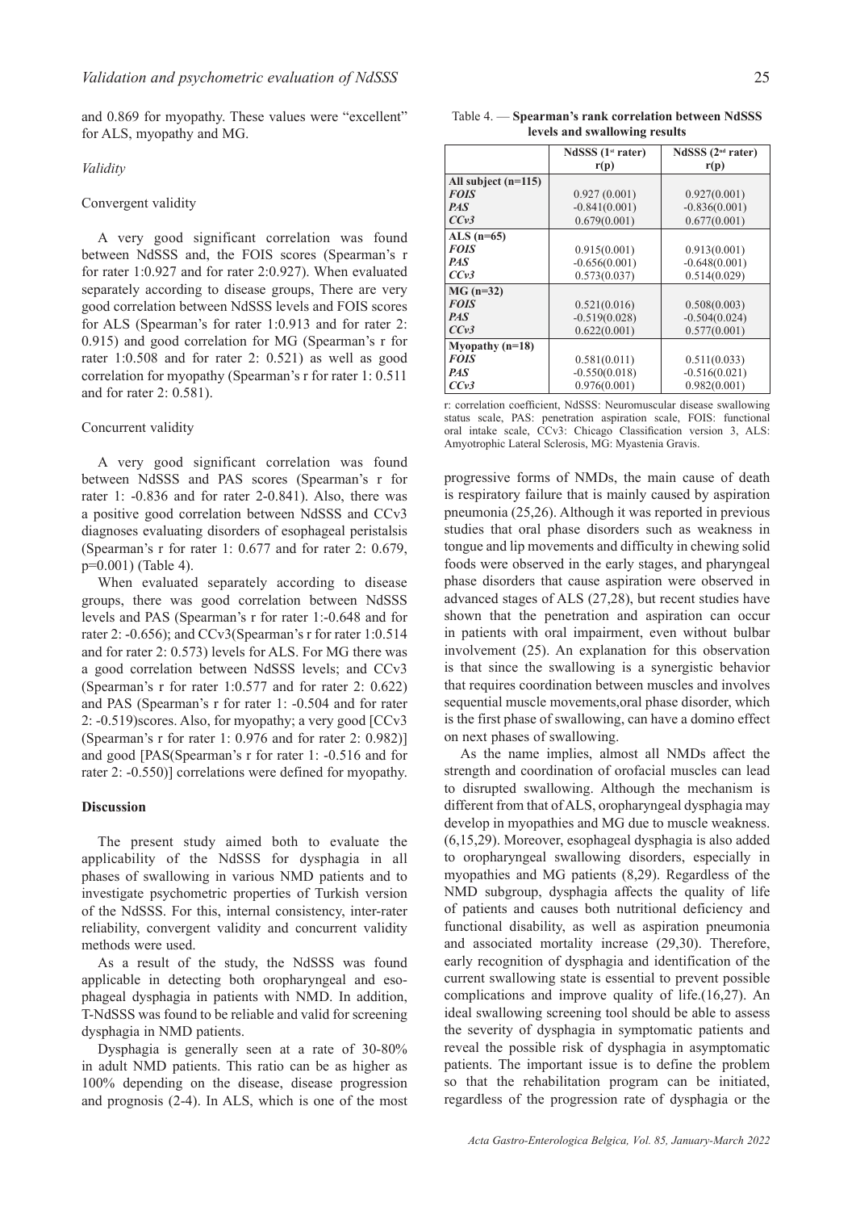and 0.869 for myopathy. These values were "excellent" for ALS, myopathy and MG.

*Validity*

Convergent validity

A very good significant correlation was found between NdSSS and, the FOIS scores (Spearman's r for rater 1:0.927 and for rater 2:0.927). When evaluated separately according to disease groups, There are very good correlation between NdSSS levels and FOIS scores for ALS (Spearman's r for rater 1:0.913 and for rater 2: 0.915) and good correlation for MG (Spearman's r for rater 1:0.508 and for rater 2: 0.521) as well as good correlation for myopathy (Spearman's r for rater 1: 0.511 and for rater 2: 0.581).

Concurrent validity

A very good significant correlation was found between NdSSS and PAS scores (Spearman's r for rater 1: -0.836 and for rater 2-0.841). Also, there was a positive good correlation between NdSSS and CCv3 diagnoses evaluating disorders of esophageal peristalsis (Spearman's r for rater 1: 0.677 and for rater 2: 0.679, p=0.001) (Table 4).

When evaluated separately according to disease groups, there was good correlation between NdSSS levels and PAS (Spearman's r for rater 1:-0.648 and for rater 2: -0.656); and CCv3(Spearman's r for rater 1:0.514 and for rater 2: 0.573) levels for ALS. For MG there was a good correlation between NdSSS levels; and CCv3 (Spearman's r for rater 1:0.577 and for rater 2: 0.622) and PAS (Spearman's r for rater 1: -0.504 and for rater 2: -0.519)scores. Also, for myopathy; a very good [CCv3 (Spearman's r for rater 1: 0.976 and for rater 2: 0.982)] and good [PAS(Spearman's r for rater 1: -0.516 and for rater 2: -0.550)] correlations were defined for myopathy.

Table 4. — **Spearman's rank correlation between NdSSS levels and swallowing results**

| | NdSSS (1st rater) r(p) | NdSSS (2nd rater) r(p) |
|---|---|---|
| **All subject (n=115)** | | |
| ***FOIS*** | 0.927 (0.001) | 0.927(0.001) |
| ***PAS*** | -0.841(0.001) | -0.836(0.001) |
| ***CCv3*** | 0.679(0.001) | 0.677(0.001) |
| **ALS (n=65)** | | |
| ***FOIS*** | 0.915(0.001) | 0.913(0.001) |
| ***PAS*** | -0.656(0.001) | -0.648(0.001) |
| ***CCv3*** | 0.573(0.037) | 0.514(0.029) |
| **MG (n=32)** | | |
| ***FOIS*** | 0.521(0.016) | 0.508(0.003) |
| ***PAS*** | -0.519(0.028) | -0.504(0.024) |
| ***CCv3*** | 0.622(0.001) | 0.577(0.001) |
| **Myopathy (n=18)** | | |
| ***FOIS*** | 0.581(0.011) | 0.511(0.033) |
| ***PAS*** | -0.550(0.018) | -0.516(0.021) |
| ***CCv3*** | 0.976(0.001) | 0.982(0.001) |

r: correlation coefficient, NdSSS: Neuromuscular disease swallowing status scale, PAS: penetration aspiration scale, FOIS: functional oral intake scale, CCv3: Chicago Classification version 3, ALS: Amyotrophic Lateral Sclerosis, MG: Myastenia Gravis.

## Discussion

The present study aimed both to evaluate the applicability of the NdSSS for dysphagia in all phases of swallowing in various NMD patients and to investigate psychometric properties of Turkish version of the NdSSS. For this, internal consistency, inter-rater reliability, convergent validity and concurrent validity methods were used.

As a result of the study, the NdSSS was found applicable in detecting both oropharyngeal and esophageal dysphagia in patients with NMD. In addition, T-NdSSS was found to be reliable and valid for screening dysphagia in NMD patients.

Dysphagia is generally seen at a rate of 30-80% in adult NMD patients. This ratio can be as higher as 100% depending on the disease, disease progression and prognosis (2-4). In ALS, which is one of the most progressive forms of NMDs, the main cause of death is respiratory failure that is mainly caused by aspiration pneumonia (25,26). Although it was reported in previous studies that oral phase disorders such as weakness in tongue and lip movements and difficulty in chewing solid foods were observed in the early stages, and pharyngeal phase disorders that cause aspiration were observed in advanced stages of ALS (27,28), but recent studies have shown that the penetration and aspiration can occur in patients with oral impairment, even without bulbar involvement (25). An explanation for this observation is that since the swallowing is a synergistic behavior that requires coordination between muscles and involves sequential muscle movements,oral phase disorder, which is the first phase of swallowing, can have a domino effect on next phases of swallowing.

As the name implies, almost all NMDs affect the strength and coordination of orofacial muscles can lead to disrupted swallowing. Although the mechanism is different from that of ALS, oropharyngeal dysphagia may develop in myopathies and MG due to muscle weakness. (6,15,29). Moreover, esophageal dysphagia is also added to oropharyngeal swallowing disorders, especially in myopathies and MG patients (8,29). Regardless of the NMD subgroup, dysphagia affects the quality of life of patients and causes both nutritional deficiency and functional disability, as well as aspiration pneumonia and associated mortality increase (29,30). Therefore, early recognition of dysphagia and identification of the current swallowing state is essential to prevent possible complications and improve quality of life.(16,27). An ideal swallowing screening tool should be able to assess the severity of dysphagia in symptomatic patients and reveal the possible risk of dysphagia in asymptomatic patients. The important issue is to define the problem so that the rehabilitation program can be initiated, regardless of the progression rate of dysphagia or the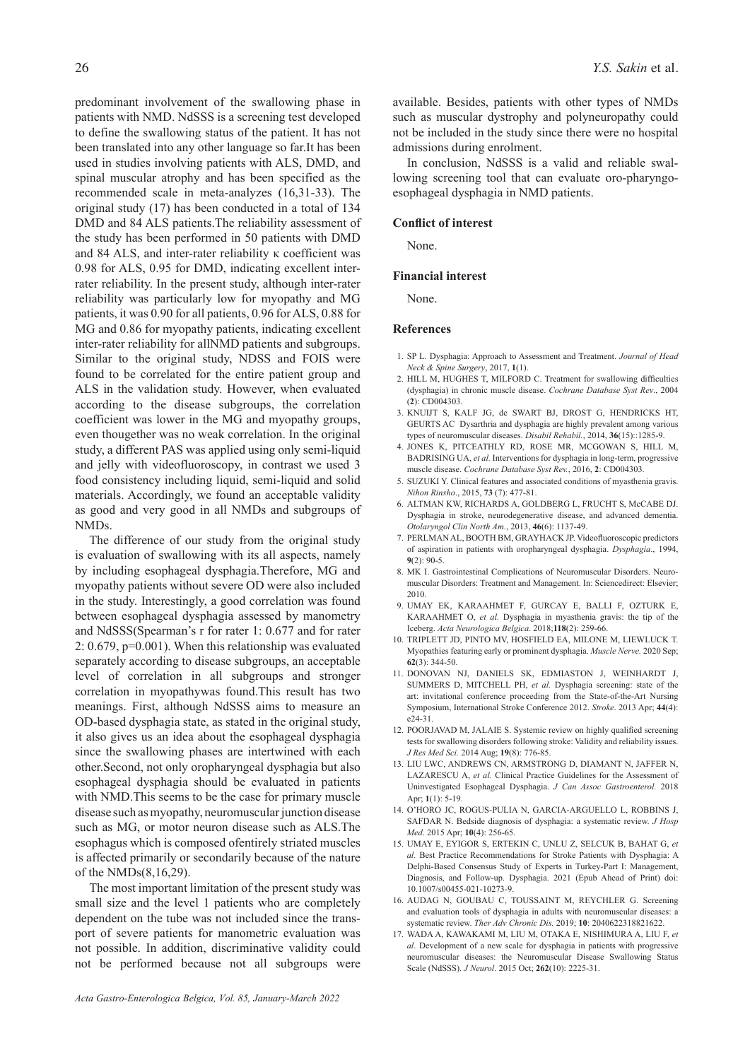predominant involvement of the swallowing phase in patients with NMD. NdSSS is a screening test developed to define the swallowing status of the patient. It has not been translated into any other language so far.It has been used in studies involving patients with ALS, DMD, and spinal muscular atrophy and has been specified as the recommended scale in meta-analyzes (16,31-33). The original study (17) has been conducted in a total of 134 DMD and 84 ALS patients.The reliability assessment of the study has been performed in 50 patients with DMD and 84 ALS, and inter-rater reliability κ coefficient was 0.98 for ALS, 0.95 for DMD, indicating excellent inter-rater reliability. In the present study, although inter-rater reliability was particularly low for myopathy and MG patients, it was 0.90 for all patients, 0.96 for ALS, 0.88 for MG and 0.86 for myopathy patients, indicating excellent inter-rater reliability for allNMD patients and subgroups. Similar to the original study, NDSS and FOIS were found to be correlated for the entire patient group and ALS in the validation study. However, when evaluated according to the disease subgroups, the correlation coefficient was lower in the MG and myopathy groups, even thougether was no weak correlation. In the original study, a different PAS was applied using only semi-liquid and jelly with videofluoroscopy, in contrast we used 3 food consistency including liquid, semi-liquid and solid materials. Accordingly, we found an acceptable validity as good and very good in all NMDs and subgroups of NMDs.

The difference of our study from the original study is evaluation of swallowing with its all aspects, namely by including esophageal dysphagia.Therefore, MG and myopathy patients without severe OD were also included in the study. Interestingly, a good correlation was found between esophageal dysphagia assessed by manometry and NdSSS(Spearman's r for rater 1: 0.677 and for rater 2: 0.679, p=0.001). When this relationship was evaluated separately according to disease subgroups, an acceptable level of correlation in all subgroups and stronger correlation in myopathywas found.This result has two meanings. First, although NdSSS aims to measure an OD-based dysphagia state, as stated in the original study, it also gives us an idea about the esophageal dysphagia since the swallowing phases are intertwined with each other.Second, not only oropharyngeal dysphagia but also esophageal dysphagia should be evaluated in patients with NMD.This seems to be the case for primary muscle disease such as myopathy, neuromuscular junction disease such as MG, or motor neuron disease such as ALS.The esophagus which is composed ofentirely striated muscles is affected primarily or secondarily because of the nature of the NMDs(8,16,29).

The most important limitation of the present study was small size and the level 1 patients who are completely dependent on the tube was not included since the transport of severe patients for manometric evaluation was not possible. In addition, discriminative validity could not be performed because not all subgroups were available. Besides, patients with other types of NMDs such as muscular dystrophy and polyneuropathy could not be included in the study since there were no hospital admissions during enrolment.

In conclusion, NdSSS is a valid and reliable swallowing screening tool that can evaluate oro-pharyngo-esophageal dysphagia in NMD patients.

## Conflict of interest

None.

## Financial interest

None.

## References

1. SP L. Dysphagia: Approach to Assessment and Treatment. *Journal of Head Neck & Spine Surgery*, 2017, **1**(1).
2. HILL M, HUGHES T, MILFORD C. Treatment for swallowing difficulties (dysphagia) in chronic muscle disease. *Cochrane Database Syst Rev*., 2004 (**2**): CD004303.
3. KNUIJT S, KALF JG, de SWART BJ, DROST G, HENDRICKS HT, GEURTS AC Dysarthria and dysphagia are highly prevalent among various types of neuromuscular diseases. *Disabil Rehabil.*, 2014, **36**(15)::1285-9.
4. JONES K, PITCEATHLY RD, ROSE MR, MCGOWAN S, HILL M, BADRISING UA, *et al.* Interventions for dysphagia in long-term, progressive muscle disease. *Cochrane Database Syst Rev.*, 2016, **2**: CD004303.
5. SUZUKI Y. Clinical features and associated conditions of myasthenia gravis. *Nihon Rinsho*., 2015, **73** (7): 477-81.
6. ALTMAN KW, RICHARDS A, GOLDBERG L, FRUCHT S, McCABE DJ. Dysphagia in stroke, neurodegenerative disease, and advanced dementia. *Otolaryngol Clin North Am.*, 2013, **46**(6): 1137-49.
7. PERLMAN AL, BOOTH BM, GRAYHACK JP. Videofluoroscopic predictors of aspiration in patients with oropharyngeal dysphagia. *Dysphagia*., 1994, **9**(2): 90-5.
8. MK I. Gastrointestinal Complications of Neuromuscular Disorders. Neuromuscular Disorders: Treatment and Management. In: Sciencedirect: Elsevier; 2010.
9. UMAY EK, KARAAHMET F, GURCAY E, BALLI F, OZTURK E, KARAAHMET O, *et al.* Dysphagia in myasthenia gravis: the tip of the Iceberg. *Acta Neurologica Belgica*. 2018;**118**(2): 259-66.
10. TRIPLETT JD, PINTO MV, HOSFIELD EA, MILONE M, LIEWLUCK T. Myopathies featuring early or prominent dysphagia. *Muscle Nerve.* 2020 Sep; **62**(3): 344-50.
11. DONOVAN NJ, DANIELS SK, EDMIASTON J, WEINHARDT J, SUMMERS D, MITCHELL PH, *et al.* Dysphagia screening: state of the art: invitational conference proceeding from the State-of-the-Art Nursing Symposium, International Stroke Conference 2012. *Stroke*. 2013 Apr; **44**(4): e24-31.
12. POORJAVAD M, JALAIE S. Systemic review on highly qualified screening tests for swallowing disorders following stroke: Validity and reliability issues. *J Res Med Sci.* 2014 Aug; **19**(8): 776-85.
13. LIU LWC, ANDREWS CN, ARMSTRONG D, DIAMANT N, JAFFER N, LAZARESCU A, *et al.* Clinical Practice Guidelines for the Assessment of Uninvestigated Esophageal Dysphagia. *J Can Assoc Gastroenterol.* 2018 Apr; **1**(1): 5-19.
14. O'HORO JC, ROGUS-PULIA N, GARCIA-ARGUELLO L, ROBBINS J, SAFDAR N. Bedside diagnosis of dysphagia: a systematic review. *J Hosp Med*. 2015 Apr; **10**(4): 256-65.
15. UMAY E, EYIGOR S, ERTEKIN C, UNLU Z, SELCUK B, BAHAT G, *et al.* Best Practice Recommendations for Stroke Patients with Dysphagia: A Delphi-Based Consensus Study of Experts in Turkey-Part I: Management, Diagnosis, and Follow-up. Dysphagia. 2021 (Epub Ahead of Print) doi: 10.1007/s00455-021-10273-9.
16. AUDAG N, GOUBAU C, TOUSSAINT M, REYCHLER G. Screening and evaluation tools of dysphagia in adults with neuromuscular diseases: a systematic review. *Ther Adv Chronic Dis.* 2019; **10**: 2040622318821622.
17. WADA A, KAWAKAMI M, LIU M, OTAKA E, NISHIMURA A, LIU F, *et al*. Development of a new scale for dysphagia in patients with progressive neuromuscular diseases: the Neuromuscular Disease Swallowing Status Scale (NdSSS). *J Neurol*. 2015 Oct; **262**(10): 2225-31.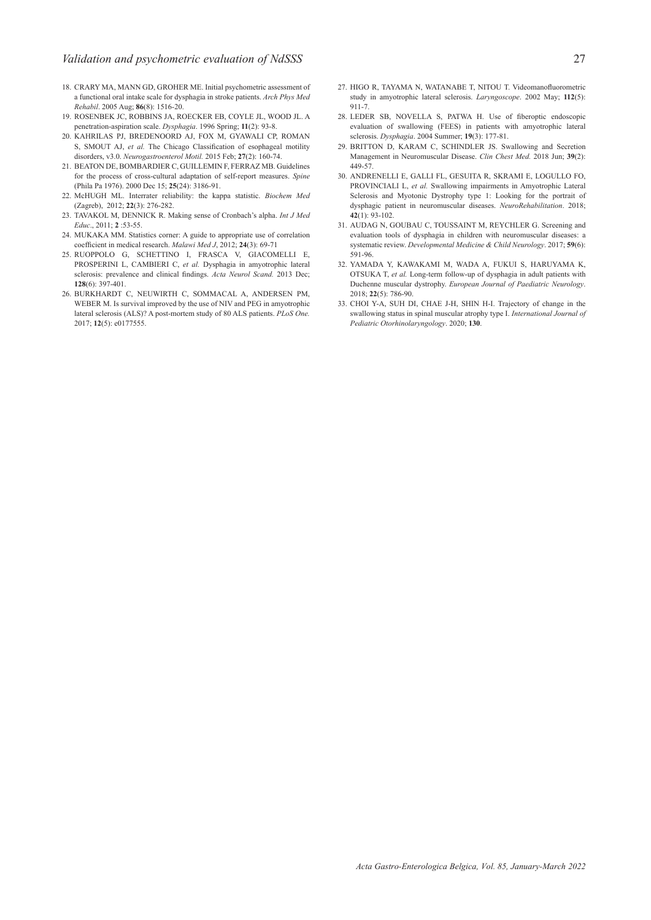18. CRARY MA, MANN GD, GROHER ME. Initial psychometric assessment of a functional oral intake scale for dysphagia in stroke patients. *Arch Phys Med Rehabil*. 2005 Aug; **86**(8): 1516-20.
19. ROSENBEK JC, ROBBINS JA, ROECKER EB, COYLE JL, WOOD JL. A penetration-aspiration scale. *Dysphagia*. 1996 Spring; **11**(2): 93-8.
20. KAHRILAS PJ, BREDENOORD AJ, FOX M, GYAWALI CP, ROMAN S, SMOUT AJ, *et al.* The Chicago Classification of esophageal motility disorders, v3.0. *Neurogastroenterol Motil.* 2015 Feb; **27**(2): 160-74.
21. BEATON DE, BOMBARDIER C, GUILLEMIN F, FERRAZ MB. Guidelines for the process of cross-cultural adaptation of self-report measures. *Spine* (Phila Pa 1976). 2000 Dec 15; **25**(24): 3186-91.
22. McHUGH ML. Interrater reliability: the kappa statistic. *Biochem Med* (Zagreb), 2012; **22**(3): 276-282.
23. TAVAKOL M, DENNICK R. Making sense of Cronbach's alpha. *Int J Med Educ*., 2011; **2** :53-55.
24. MUKAKA MM. Statistics corner: A guide to appropriate use of correlation coefficient in medical research. *Malawi Med J*, 2012; **24**(3): 69-71
25. RUOPPOLO G, SCHETTINO I, FRASCA V, GIACOMELLI E, PROSPERINI L, CAMBIERI C, *et al.* Dysphagia in amyotrophic lateral sclerosis: prevalence and clinical findings. *Acta Neurol Scand.* 2013 Dec; **128**(6): 397-401.
26. BURKHARDT C, NEUWIRTH C, SOMMACAL A, ANDERSEN PM, WEBER M. Is survival improved by the use of NIV and PEG in amyotrophic lateral sclerosis (ALS)? A post-mortem study of 80 ALS patients. *PLoS One.* 2017; **12**(5): e0177555.
27. HIGO R, TAYAMA N, WATANABE T, NITOU T. Videomanofluorometric study in amyotrophic lateral sclerosis. *Laryngoscope*. 2002 May; **112**(5): 911-7.
28. LEDER SB, NOVELLA S, PATWA H. Use of fiberoptic endoscopic evaluation of swallowing (FEES) in patients with amyotrophic lateral sclerosis. *Dysphagia*. 2004 Summer; **19**(3): 177-81.
29. BRITTON D, KARAM C, SCHINDLER JS. Swallowing and Secretion Management in Neuromuscular Disease. *Clin Chest Med.* 2018 Jun; **39**(2): 449-57.
30. ANDRENELLI E, GALLI FL, GESUITA R, SKRAMI E, LOGULLO FO, PROVINCIALI L, *et al.* Swallowing impairments in Amyotrophic Lateral Sclerosis and Myotonic Dystrophy type 1: Looking for the portrait of dysphagic patient in neuromuscular diseases. *NeuroRehabilitation*. 2018; **42**(1): 93-102.
31. AUDAG N, GOUBAU C, TOUSSAINT M, REYCHLER G. Screening and evaluation tools of dysphagia in children with neuromuscular diseases: a systematic review. *Developmental Medicine & Child Neurology*. 2017; **59**(6): 591-96.
32. YAMADA Y, KAWAKAMI M, WADA A, FUKUI S, HARUYAMA K, OTSUKA T, *et al.* Long-term follow-up of dysphagia in adult patients with Duchenne muscular dystrophy. *European Journal of Paediatric Neurology*. 2018; **22**(5): 786-90.
33. CHOI Y-A, SUH DI, CHAE J-H, SHIN H-I. Trajectory of change in the swallowing status in spinal muscular atrophy type I. *International Journal of Pediatric Otorhinolaryngology*. 2020; **130**.